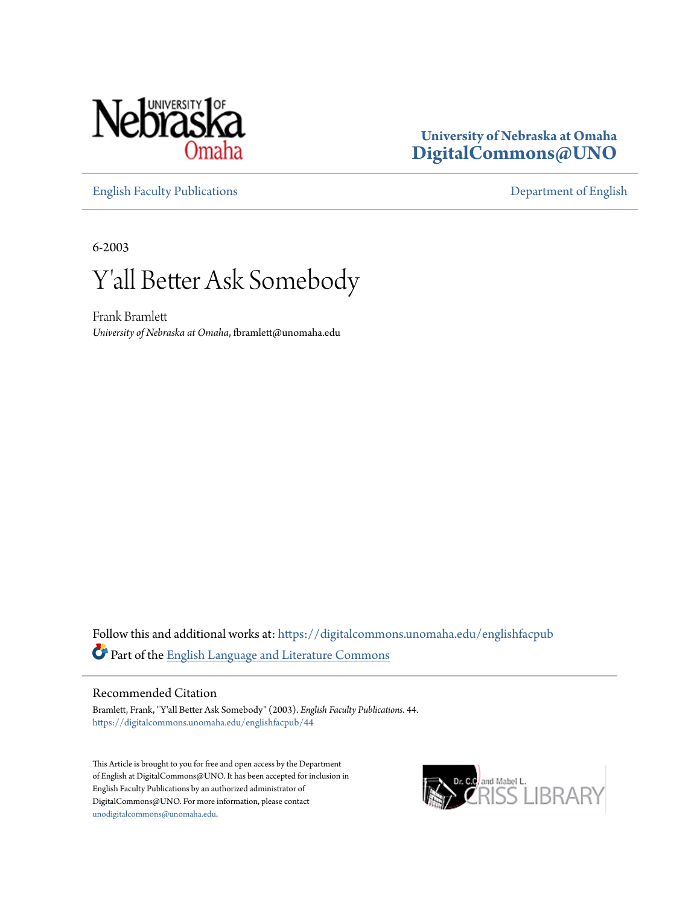University of Nebraska at Omaha
DigitalCommons@UNO

English Faculty Publications | Department of English

6-2003

# Y'all Better Ask Somebody

Frank Bramlett
*University of Nebraska at Omaha*, fbramlett@unomaha.edu

Follow this and additional works at: https://digitalcommons.unomaha.edu/englishfacpub

Part of the English Language and Literature Commons

## Recommended Citation

Bramlett, Frank, "Y'all Better Ask Somebody" (2003). *English Faculty Publications*. 44.
https://digitalcommons.unomaha.edu/englishfacpub/44

This Article is brought to you for free and open access by the Department of English at DigitalCommons@UNO. It has been accepted for inclusion in English Faculty Publications by an authorized administrator of DigitalCommons@UNO. For more information, please contact unodigitalcommons@unomaha.edu.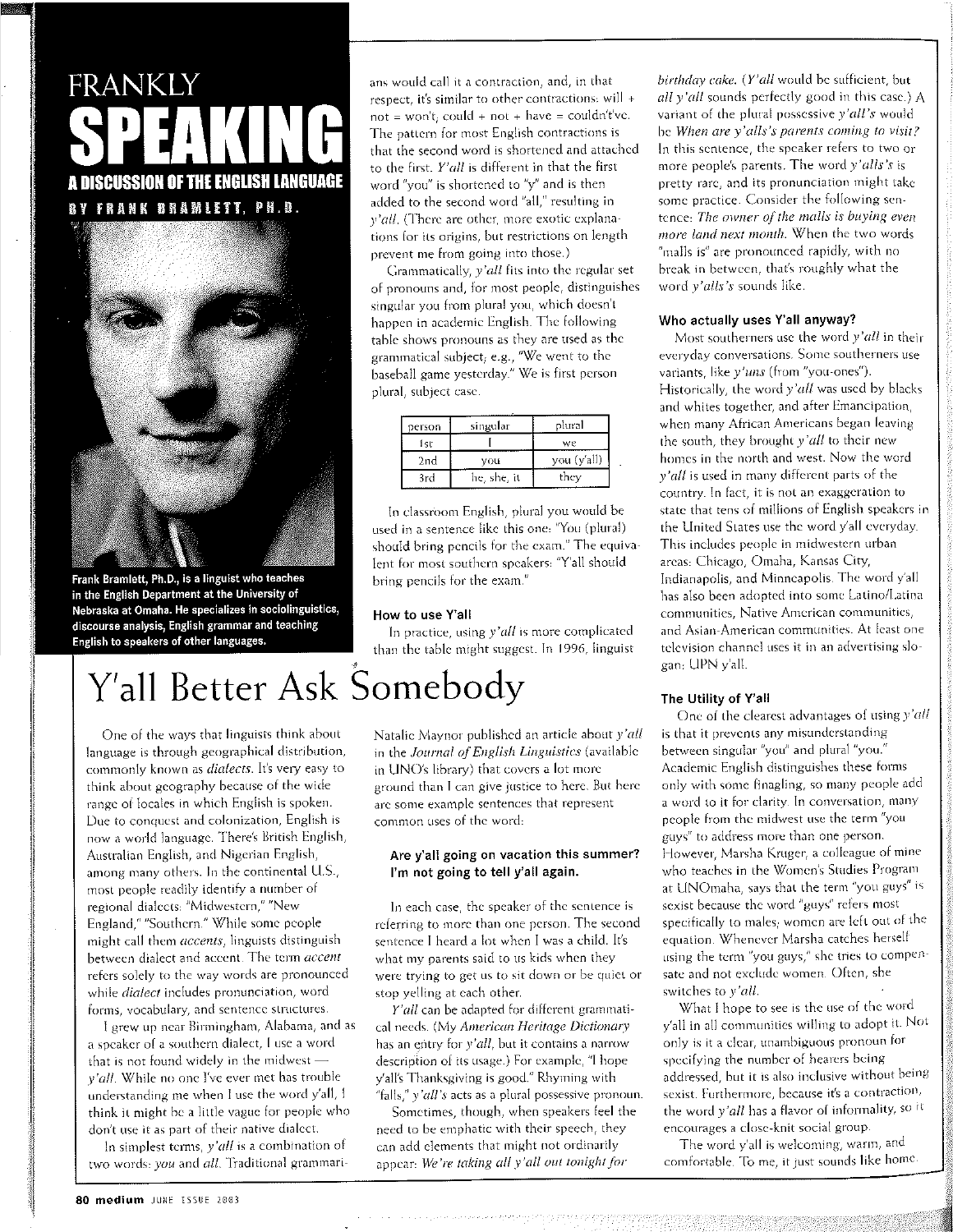# FRANKLY SPEAKING

## A DISCUSSION OF THE ENGLISH LANGUAGE

BY FRANK BRAMLETT, PH.D.

Frank Bramlett, Ph.D., is a linguist who teaches in the English Department at the University of Nebraska at Omaha. He specializes in sociolinguistics, discourse analysis, English grammar and teaching English to speakers of other languages.

# Y'all Better Ask Somebody

One of the ways that linguists think about language is through geographical distribution, commonly known as *dialects*. It's very easy to think about geography because of the wide range of locales in which English is spoken. Due to conquest and colonization, English is now a world language. There's British English, Australian English, and Nigerian English, among many others. In the continental U.S., most people readily identify a number of regional dialects: "Midwestern," "New England," "Southern." While some people might call them *accents*, linguists distinguish between dialect and accent. The term *accent* refers solely to the way words are pronounced while *dialect* includes pronunciation, word forms, vocabulary, and sentence structures.

I grew up near Birmingham, Alabama, and as a speaker of a southern dialect, I use a word that is not found widely in the midwest — *y'all*. While no one I've ever met has trouble understanding me when I use the word y'all, I think it might be a little vague for people who don't use it as part of their native dialect.

In simplest terms, *y'all* is a combination of two words: *you* and *all*. Traditional grammarians would call it a contraction, and, in that respect, it's similar to other contractions: will + not = won't; could + not + have = couldn't've. The pattern for most English contractions is that the second word is shortened and attached to the first. *Y'all* is different in that the first word "you" is shortened to "y" and is then added to the second word "all," resulting in *y'all*. (There are other, more exotic explanations for its origins, but restrictions on length prevent me from going into those.)

Grammatically, *y'all* fits into the regular set of pronouns and, for most people, distinguishes singular you from plural you, which doesn't happen in academic English. The following table shows pronouns as they are used as the grammatical subject; e.g., "We went to the baseball game yesterday." We is first person plural, subject case.

| person | singular | plural |
|---|---|---|
| 1st | I | we |
| 2nd | you | you (y'all) |
| 3rd | he, she, it | they |

In classroom English, plural you would be used in a sentence like this one: "You (plural) should bring pencils for the exam." The equivalent for most southern speakers: "Y'all should bring pencils for the exam."

### How to use Y'all

In practice, using *y'all* is more complicated than the table might suggest. In 1996, linguist Natalie Maynor published an article about *y'all* in the *Journal of English Linguistics* (available in UNO's library) that covers a lot more ground than I can give justice to here. But here are some example sentences that represent common uses of the word:

**Are y'all going on vacation this summer?**
**I'm not going to tell y'all again.**

In each case, the speaker of the sentence is referring to more than one person. The second sentence I heard a lot when I was a child. It's what my parents said to us kids when they were trying to get us to sit down or be quiet or stop yelling at each other.

*Y'all* can be adapted for different grammatical needs. (My *American Heritage Dictionary* has an entry for *y'all*, but it contains a narrow description of its usage.) For example, "I hope y'all's Thanksgiving is good." Rhyming with "falls," *y'all's* acts as a plural possessive pronoun.

Sometimes, though, when speakers feel the need to be emphatic with their speech, they can add elements that might not ordinarily appear: *We're taking all y'all out tonight for birthday cake.* (*Y'all* would be sufficient, but *all y'all* sounds perfectly good in this case.) A variant of the plural possessive *y'all's* would be *When are y'alls's parents coming to visit?* In this sentence, the speaker refers to two or more people's parents. The word *y'alls's* is pretty rare, and its pronunciation might take some practice. Consider the following sentence: *The owner of the malls is buying even more land next month.* When the two words "malls is" are pronounced rapidly, with no break in between, that's roughly what the word *y'alls's* sounds like.

### Who actually uses Y'all anyway?

Most southerners use the word *y'all* in their everyday conversations. Some southerners use variants, like *y'uns* (from "you-ones"). Historically, the word *y'all* was used by blacks and whites together, and after Emancipation, when many African Americans began leaving the south, they brought *y'all* to their new homes in the north and west. Now the word *y'all* is used in many different parts of the country. In fact, it is not an exaggeration to state that tens of millions of English speakers in the United States use the word y'all everyday. This includes people in midwestern urban areas: Chicago, Omaha, Kansas City, Indianapolis, and Minneapolis. The word y'all has also been adopted into some Latino/Latina communities, Native American communities, and Asian-American communities. At least one television channel uses it in an advertising slogan: UPN y'all.

### The Utility of Y'all

One of the clearest advantages of using *y'all* is that it prevents any misunderstanding between singular "you" and plural "you." Academic English distinguishes these forms only with some finagling, so many people add a word to it for clarity. In conversation, many people from the midwest use the term "you guys" to address more than one person. However, Marsha Kruger, a colleague of mine who teaches in the Women's Studies Program at UNOmaha, says that the term "you guys" is sexist because the word "guys" refers most specifically to males; women are left out of the equation. Whenever Marsha catches herself using the term "you guys," she tries to compensate and not exclude women. Often, she switches to *y'all*.

What I hope to see is the use of the word y'all in all communities willing to adopt it. Not only is it a clear, unambiguous pronoun for specifying the number of hearers being addressed, but it is also inclusive without being sexist. Furthermore, because it's a contraction, the word *y'all* has a flavor of informality, so it encourages a close-knit social group.

The word y'all is welcoming, warm, and comfortable. To me, it just sounds like home.